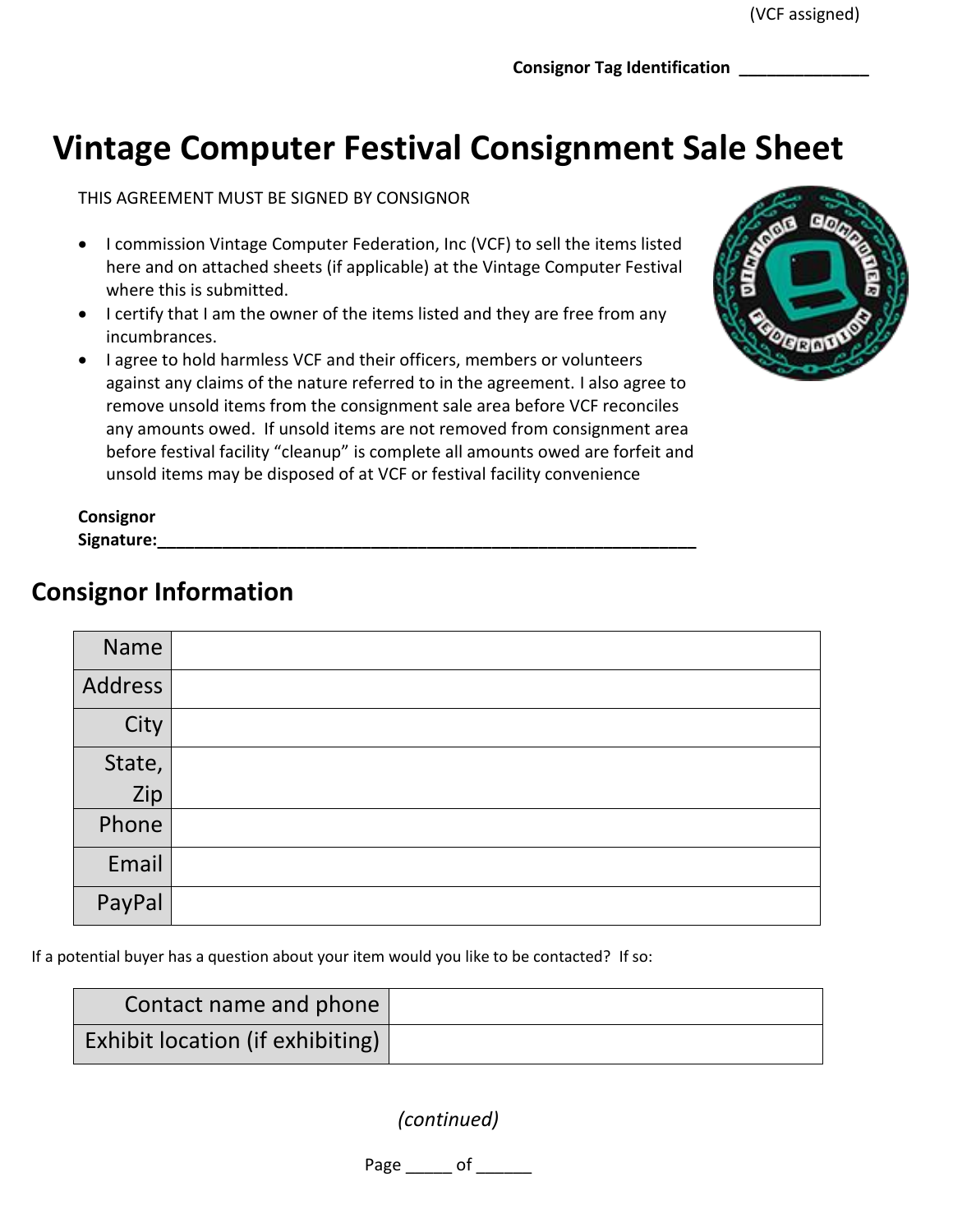(VCF assigned)

**Consignor Tag Identification** ______________

# Vintage Computer Festival Consignment Sale Sheet

THIS AGREEMENT MUST BE SIGNED BY CONSIGNOR

- I commission Vintage Computer Federation, Inc (VCF) to sell the items listed here and on attached sheets (if applicable) at the Vintage Computer Festival where this is submitted.
- I certify that I am the owner of the items listed and they are free from any incumbrances.
- I agree to hold harmless VCF and their officers, members or volunteers against any claims of the nature referred to in the agreement. I also agree to remove unsold items from the consignment sale area before VCF reconciles any amounts owed. If unsold items are not removed from consignment area before festival facility "cleanup" is complete all amounts owed are forfeit and unsold items may be disposed of at VCF or festival facility convenience

**Consignor Signature:**_____________________________________________________________

## Consignor Information

| | |
|---|---|
| Name | |
| Address | |
| City | |
| State, Zip | |
| Phone | |
| Email | |
| PayPal | |

If a potential buyer has a question about your item would you like to be contacted? If so:

| | |
|---|---|
| Contact name and phone | |
| Exhibit location (if exhibiting) | |

*(continued)*

Page _____ of ______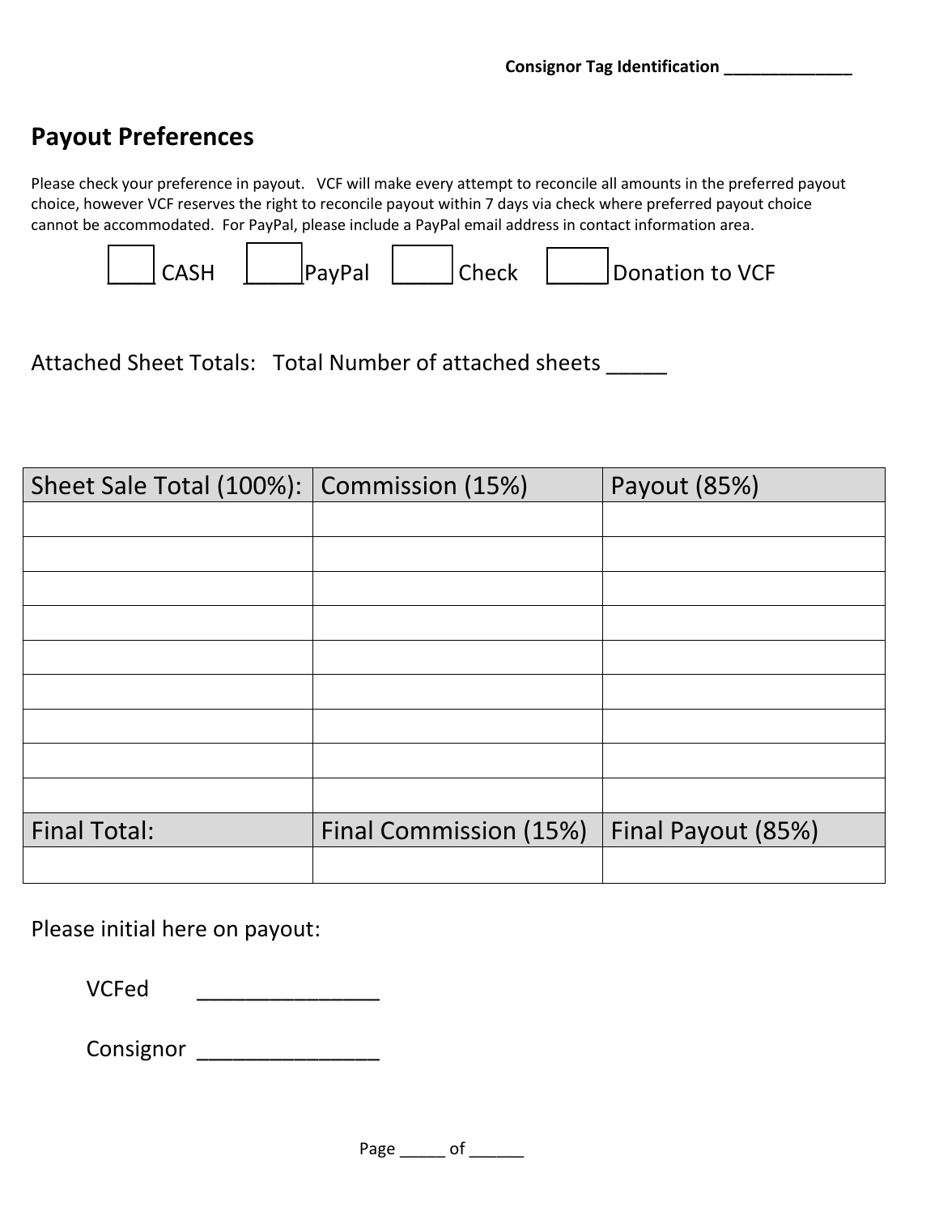**Consignor Tag Identification ______________**

## Payout Preferences

Please check your preference in payout. VCF will make every attempt to reconcile all amounts in the preferred payout choice, however VCF reserves the right to reconcile payout within 7 days via check where preferred payout choice cannot be accommodated. For PayPal, please include a PayPal email address in contact information area.

☐ CASH ☐ PayPal ☐ Check ☐ Donation to VCF

Attached Sheet Totals: Total Number of attached sheets _____

| Sheet Sale Total (100%): | Commission (15%) | Payout (85%) |
|---|---|---|
| | | |
| | | |
| | | |
| | | |
| | | |
| | | |
| | | |
| | | |
| | | |
| **Final Total:** | **Final Commission (15%)** | **Final Payout (85%)** |
| | | |

Please initial here on payout:

VCFed _______________

Consignor _______________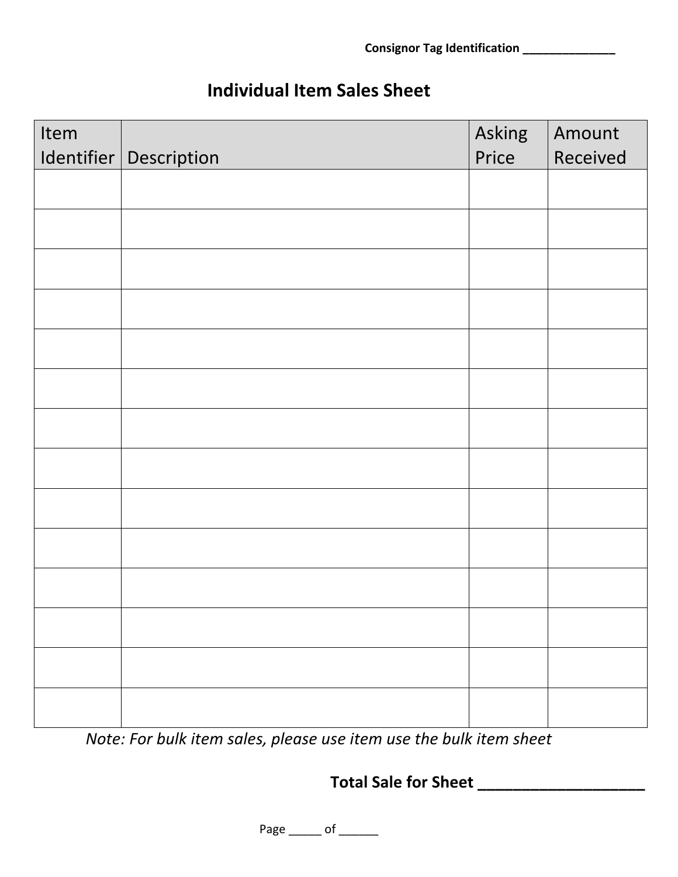**Consignor Tag Identification ______________**

## Individual Item Sales Sheet

| Item Identifier | Description | Asking Price | Amount Received |
| --- | --- | --- | --- |
| | | | |
| | | | |
| | | | |
| | | | |
| | | | |
| | | | |
| | | | |
| | | | |
| | | | |
| | | | |
| | | | |
| | | | |
| | | | |
| | | | |

*Note: For bulk item sales, please use item use the bulk item sheet*

**Total Sale for Sheet ___________________**

Page _____ of ______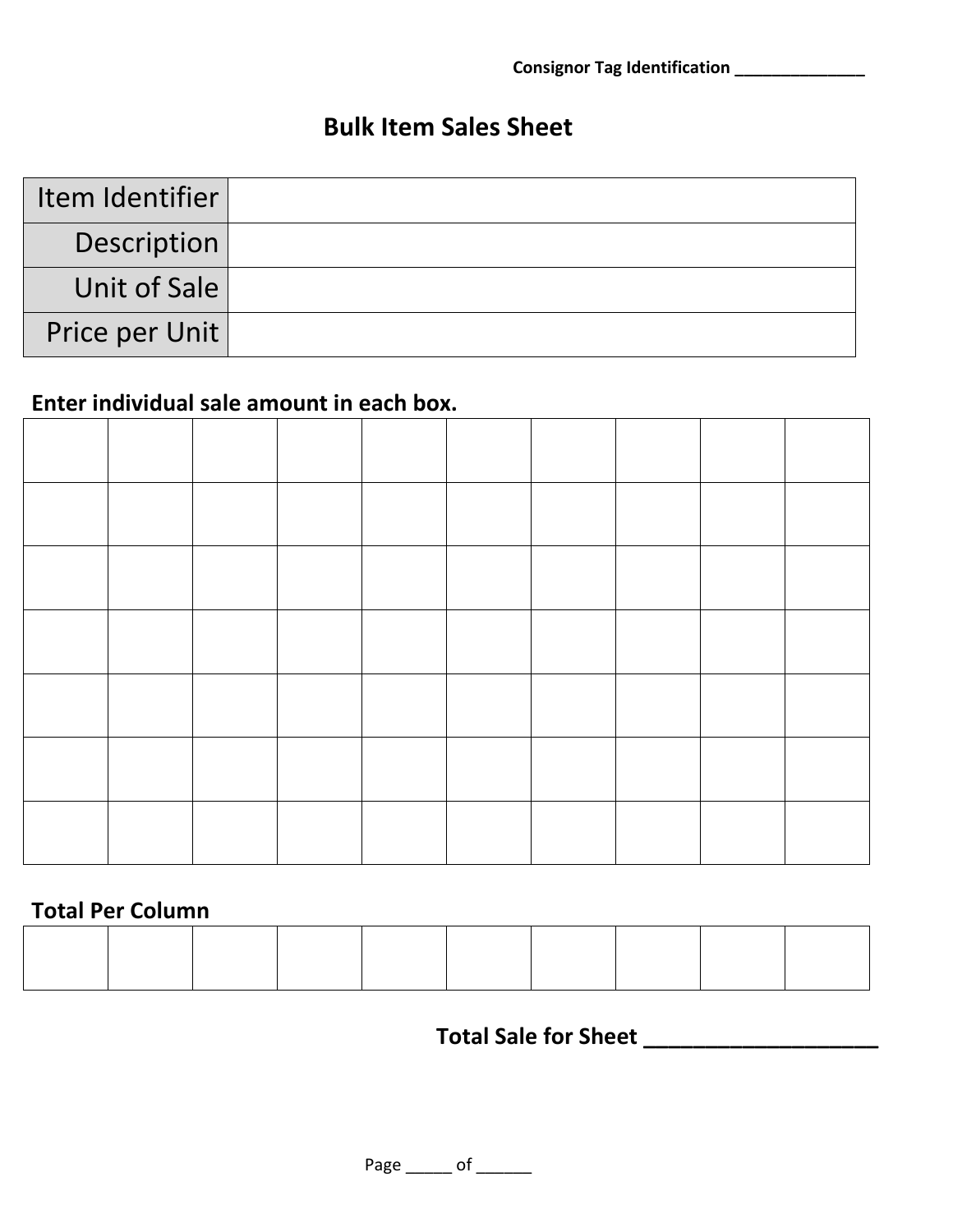Consignor Tag Identification ______________

# Bulk Item Sales Sheet

| | |
|---|---|
| Item Identifier | |
| Description | |
| Unit of Sale | |
| Price per Unit | |

**Enter individual sale amount in each box.**

| | | | | | | | | | |
|---|---|---|---|---|---|---|---|---|---|
| | | | | | | | | | |
| | | | | | | | | | |
| | | | | | | | | | |
| | | | | | | | | | |
| | | | | | | | | | |
| | | | | | | | | | |
| | | | | | | | | | |

**Total Per Column**

| | | | | | | | | | |
|---|---|---|---|---|---|---|---|---|---|
| | | | | | | | | | |

**Total Sale for Sheet ____________________**

Page _____ of ______